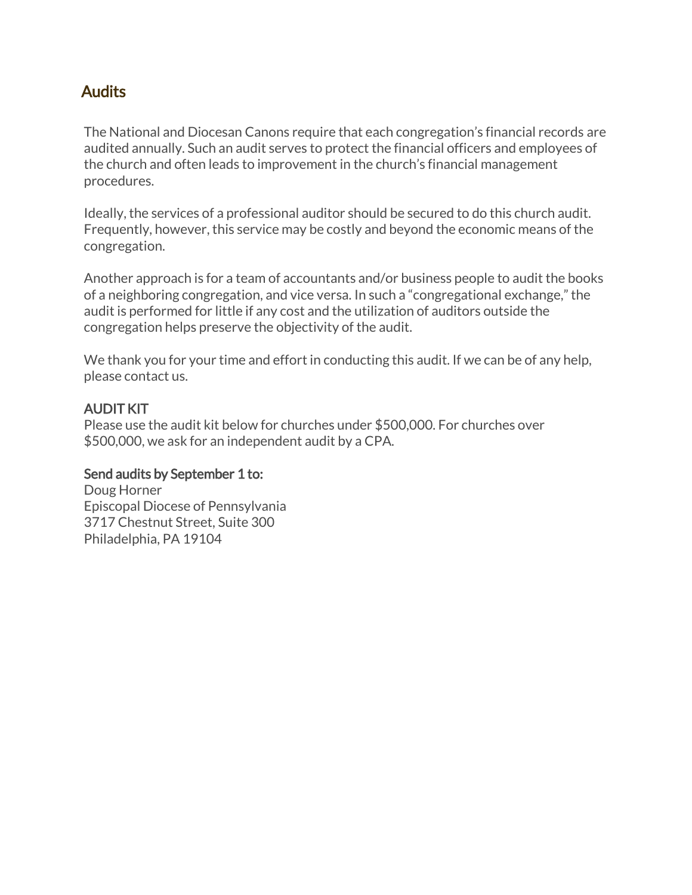# Audits

The National and Diocesan Canons require that each congregation's financial records are audited annually. Such an audit serves to protect the financial officers and employees of the church and often leads to improvement in the church's financial management procedures.

Ideally, the services of a professional auditor should be secured to do this church audit. Frequently, however, this service may be costly and beyond the economic means of the congregation.

Another approach is for a team of accountants and/or business people to audit the books of a neighboring congregation, and vice versa. In such a "congregational exchange," the audit is performed for little if any cost and the utilization of auditors outside the congregation helps preserve the objectivity of the audit.

We thank you for your time and effort in conducting this audit. If we can be of any help, please contact us.

## AUDIT KIT

Please use the audit kit below for churches under $500,000. For churches over $500,000, we ask for an independent audit by a CPA.

**Send audits by September 1 to:**

Doug Horner
Episcopal Diocese of Pennsylvania
3717 Chestnut Street, Suite 300
Philadelphia, PA 19104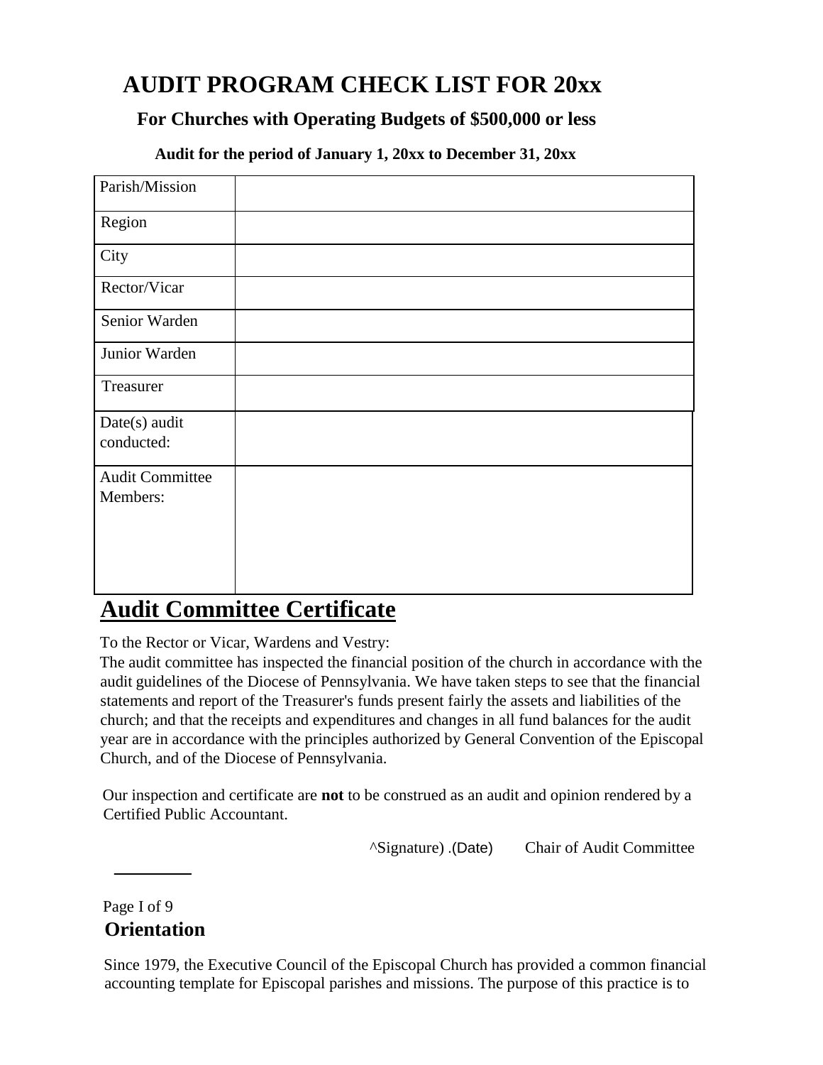# AUDIT PROGRAM CHECK LIST FOR 20xx

## For Churches with Operating Budgets of $500,000 or less

### Audit for the period of January 1, 20xx to December 31, 20xx

| | |
|---|---|
| Parish/Mission | |
| Region | |
| City | |
| Rector/Vicar | |
| Senior Warden | |
| Junior Warden | |
| Treasurer | |
| Date(s) audit conducted: | |
| Audit Committee Members: | |

## Audit Committee Certificate

To the Rector or Vicar, Wardens and Vestry:

The audit committee has inspected the financial position of the church in accordance with the audit guidelines of the Diocese of Pennsylvania. We have taken steps to see that the financial statements and report of the Treasurer's funds present fairly the assets and liabilities of the church; and that the receipts and expenditures and changes in all fund balances for the audit year are in accordance with the principles authorized by General Convention of the Episcopal Church, and of the Diocese of Pennsylvania.

Our inspection and certificate are **not** to be construed as an audit and opinion rendered by a Certified Public Accountant.

^Signature) .(Date) Chair of Audit Committee

## Orientation

Since 1979, the Executive Council of the Episcopal Church has provided a common financial accounting template for Episcopal parishes and missions. The purpose of this practice is to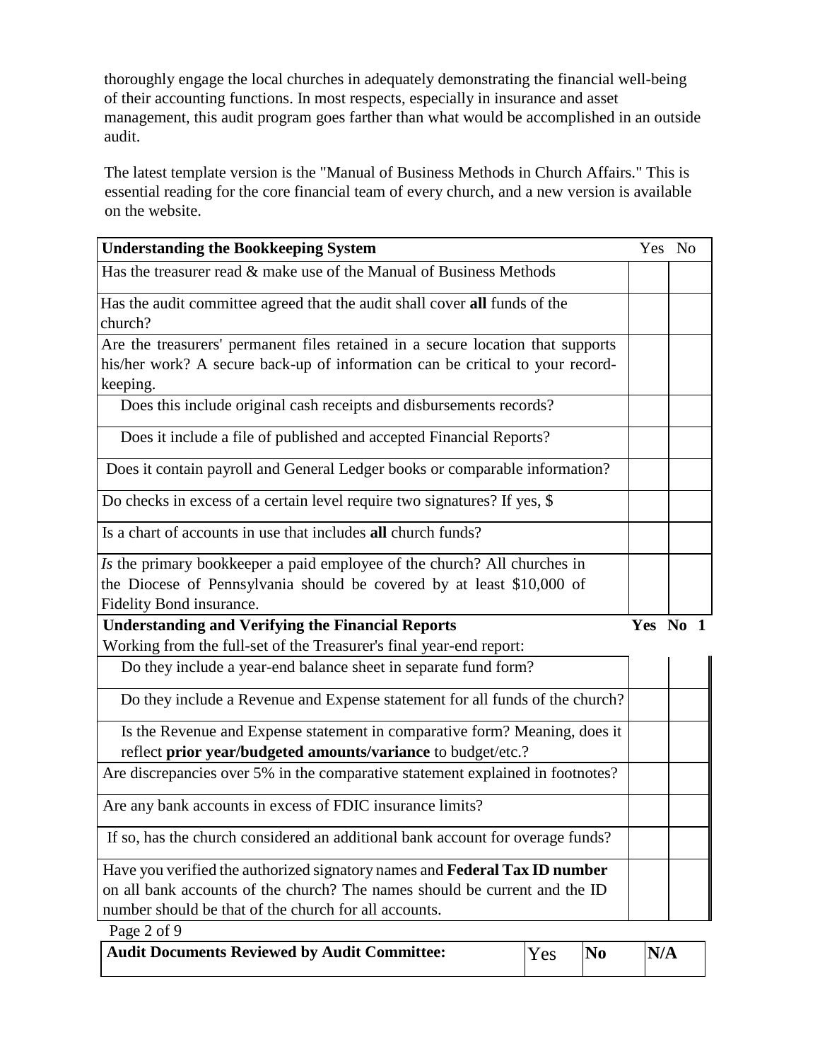thoroughly engage the local churches in adequately demonstrating the financial well-being of their accounting functions. In most respects, especially in insurance and asset management, this audit program goes farther than what would be accomplished in an outside audit.

The latest template version is the "Manual of Business Methods in Church Affairs." This is essential reading for the core financial team of every church, and a new version is available on the website.

| **Understanding the Bookkeeping System** | Yes | No |
|---|---|---|
| Has the treasurer read & make use of the Manual of Business Methods | | |
| Has the audit committee agreed that the audit shall cover **all** funds of the church? | | |
| Are the treasurers' permanent files retained in a secure location that supports his/her work? A secure back-up of information can be critical to your record-keeping. | | |
| Does this include original cash receipts and disbursements records? | | |
| Does it include a file of published and accepted Financial Reports? | | |
| Does it contain payroll and General Ledger books or comparable information? | | |
| Do checks in excess of a certain level require two signatures? If yes, $ | | |
| Is a chart of accounts in use that includes **all** church funds? | | |
| *Is* the primary bookkeeper a paid employee of the church? All churches in the Diocese of Pennsylvania should be covered by at least $10,000 of Fidelity Bond insurance. | | |

| **Understanding and Verifying the Financial Reports** | **Yes** | **No 1** |
|---|---|---|
| Working from the full-set of the Treasurer's final year-end report: | | |
| Do they include a year-end balance sheet in separate fund form? | | |
| Do they include a Revenue and Expense statement for all funds of the church? | | |
| Is the Revenue and Expense statement in comparative form? Meaning, does it reflect **prior year/budgeted amounts/variance** to budget/etc.? | | |
| Are discrepancies over 5% in the comparative statement explained in footnotes? | | |
| Are any bank accounts in excess of FDIC insurance limits? | | |
| If so, has the church considered an additional bank account for overage funds? | | |
| Have you verified the authorized signatory names and **Federal Tax ID number** on all bank accounts of the church? The names should be current and the ID number should be that of the church for all accounts. | | |

| **Audit Documents Reviewed by Audit Committee:** | Yes | **No** | **N/A** |
|---|---|---|---|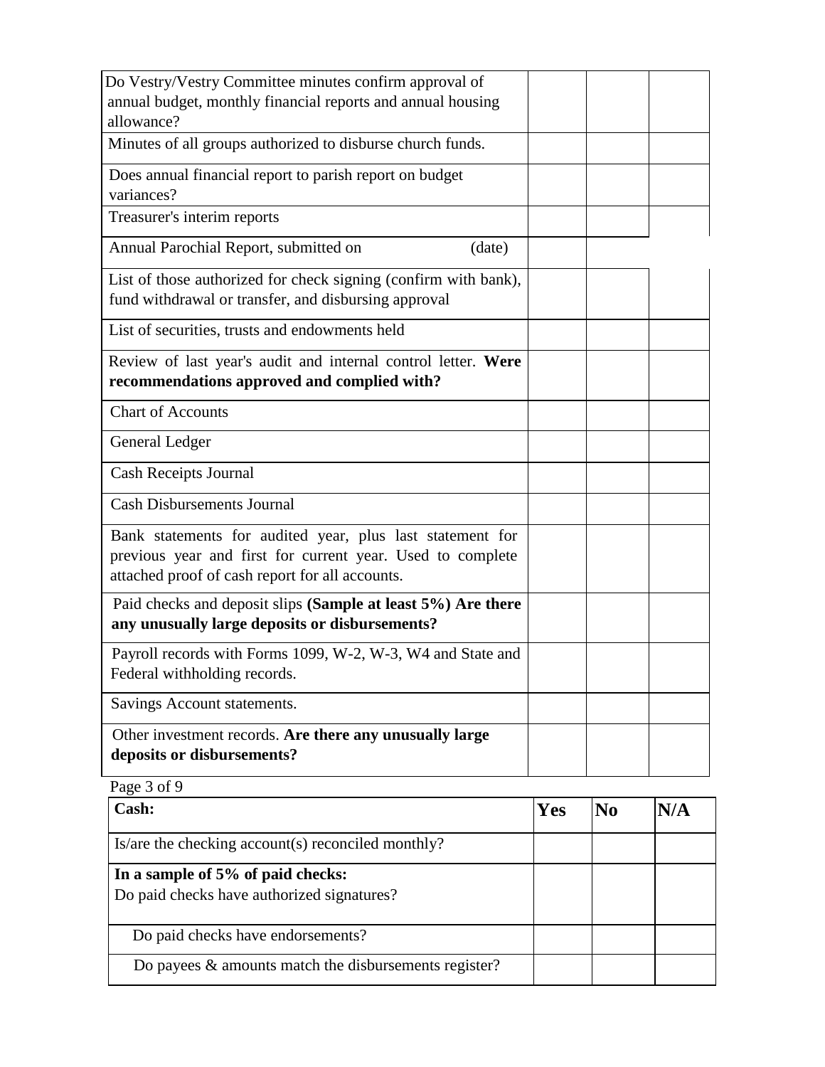| | | | |
|---|---|---|---|
| Do Vestry/Vestry Committee minutes confirm approval of annual budget, monthly financial reports and annual housing allowance? | | | |
| Minutes of all groups authorized to disburse church funds. | | | |
| Does annual financial report to parish report on budget variances? | | | |
| Treasurer's interim reports | | | |
| Annual Parochial Report, submitted on (date) | | | |
| List of those authorized for check signing (confirm with bank), fund withdrawal or transfer, and disbursing approval | | | |
| List of securities, trusts and endowments held | | | |
| Review of last year's audit and internal control letter. **Were recommendations approved and complied with?** | | | |
| Chart of Accounts | | | |
| General Ledger | | | |
| Cash Receipts Journal | | | |
| Cash Disbursements Journal | | | |
| Bank statements for audited year, plus last statement for previous year and first for current year. Used to complete attached proof of cash report for all accounts. | | | |
| Paid checks and deposit slips **(Sample at least 5%) Are there any unusually large deposits or disbursements?** | | | |
| Payroll records with Forms 1099, W-2, W-3, W4 and State and Federal withholding records. | | | |
| Savings Account statements. | | | |
| Other investment records. **Are there any unusually large deposits or disbursements?** | | | |

| **Cash:** | **Yes** | **No** | **N/A** |
|---|---|---|---|
| Is/are the checking account(s) reconciled monthly? | | | |
| **In a sample of 5% of paid checks:** Do paid checks have authorized signatures? | | | |
| Do paid checks have endorsements? | | | |
| Do payees & amounts match the disbursements register? | | | |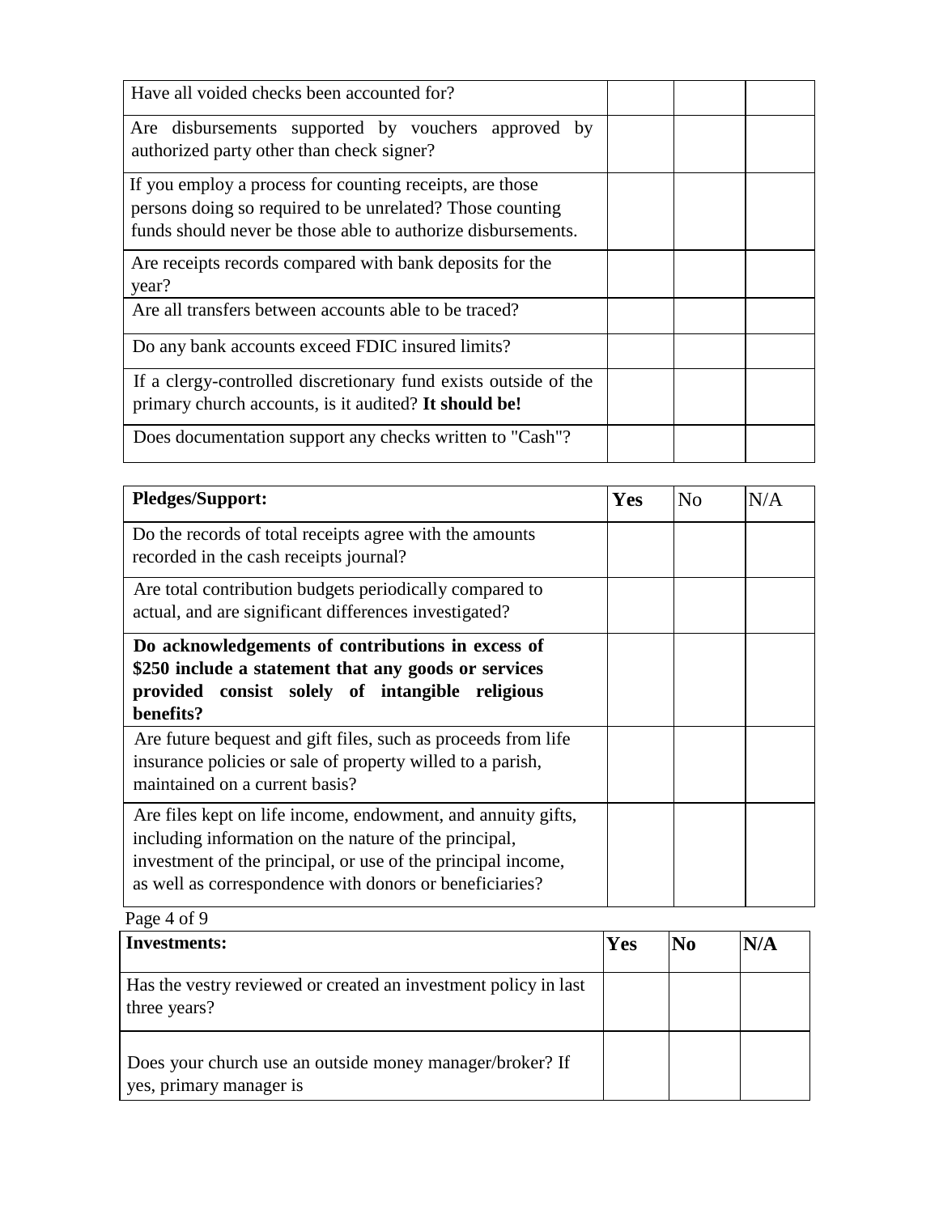| | | | |
|---|---|---|---|
| Have all voided checks been accounted for? | | | |
| Are disbursements supported by vouchers approved by authorized party other than check signer? | | | |
| If you employ a process for counting receipts, are those persons doing so required to be unrelated? Those counting funds should never be those able to authorize disbursements. | | | |
| Are receipts records compared with bank deposits for the year? | | | |
| Are all transfers between accounts able to be traced? | | | |
| Do any bank accounts exceed FDIC insured limits? | | | |
| If a clergy-controlled discretionary fund exists outside of the primary church accounts, is it audited? **It should be!** | | | |
| Does documentation support any checks written to "Cash"? | | | |

| **Pledges/Support:** | **Yes** | No | N/A |
|---|---|---|---|
| Do the records of total receipts agree with the amounts recorded in the cash receipts journal? | | | |
| Are total contribution budgets periodically compared to actual, and are significant differences investigated? | | | |
| **Do acknowledgements of contributions in excess of $250 include a statement that any goods or services provided consist solely of intangible religious benefits?** | | | |
| Are future bequest and gift files, such as proceeds from life insurance policies or sale of property willed to a parish, maintained on a current basis? | | | |
| Are files kept on life income, endowment, and annuity gifts, including information on the nature of the principal, investment of the principal, or use of the principal income, as well as correspondence with donors or beneficiaries? | | | |

| **Investments:** | **Yes** | **No** | **N/A** |
|---|---|---|---|
| Has the vestry reviewed or created an investment policy in last three years? | | | |
| Does your church use an outside money manager/broker? If yes, primary manager is | | | |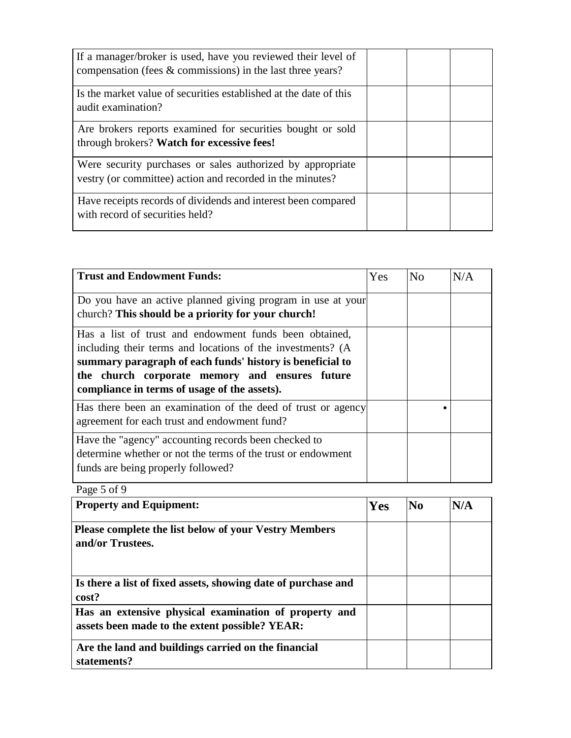| | | | |
|---|---|---|---|
| If a manager/broker is used, have you reviewed their level of compensation (fees & commissions) in the last three years? | | | |
| Is the market value of securities established at the date of this audit examination? | | | |
| Are brokers reports examined for securities bought or sold through brokers? **Watch for excessive fees!** | | | |
| Were security purchases or sales authorized by appropriate vestry (or committee) action and recorded in the minutes? | | | |
| Have receipts records of dividends and interest been compared with record of securities held? | | | |

| **Trust and Endowment Funds:** | Yes | No | N/A |
|---|---|---|---|
| Do you have an active planned giving program in use at your church? **This should be a priority for your church!** | | | |
| Has a list of trust and endowment funds been obtained, including their terms and locations of the investments? (A **summary paragraph of each funds' history is beneficial to the church corporate memory and ensures future compliance in terms of usage of the assets).** | | | |
| Has there been an examination of the deed of trust or agency agreement for each trust and endowment fund? | | • | |
| Have the "agency" accounting records been checked to determine whether or not the terms of the trust or endowment funds are being properly followed? | | | |

| **Property and Equipment:** | **Yes** | **No** | **N/A** |
|---|---|---|---|
| **Please complete the list below of your Vestry Members and/or Trustees.** | | | |
| **Is there a list of fixed assets, showing date of purchase and cost?** | | | |
| **Has an extensive physical examination of property and assets been made to the extent possible? YEAR:** | | | |
| **Are the land and buildings carried on the financial statements?** | | | |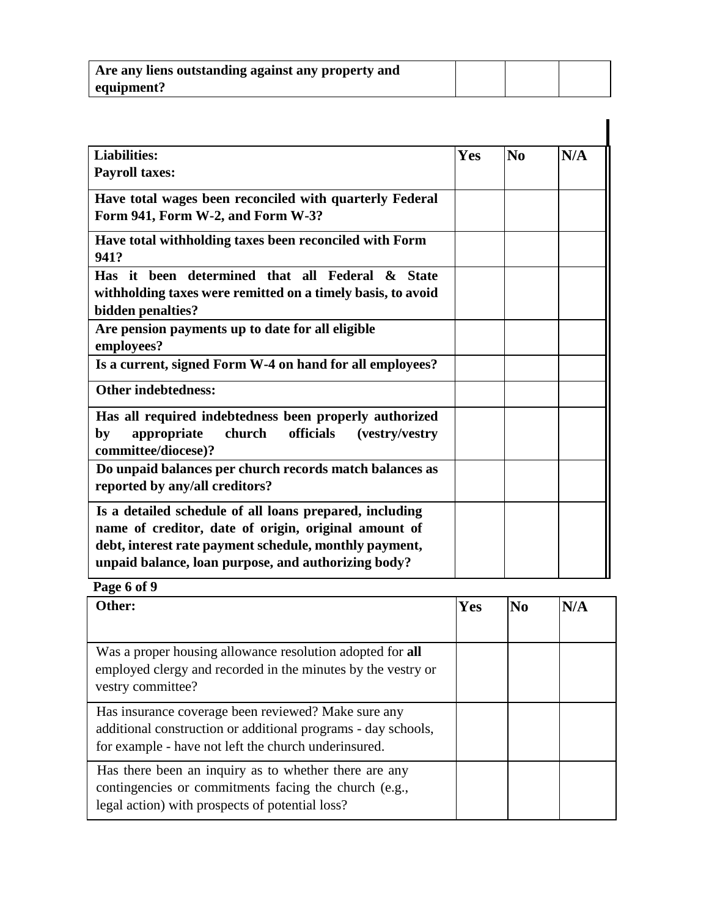| **Are any liens outstanding against any property and equipment?** | | | |
|---|---|---|---|

| **Liabilities:**<br>**Payroll taxes:** | **Yes** | **No** | **N/A** |
|---|---|---|---|
| **Have total wages been reconciled with quarterly Federal Form 941, Form W-2, and Form W-3?** | | | |
| **Have total withholding taxes been reconciled with Form 941?** | | | |
| **Has it been determined that all Federal & State withholding taxes were remitted on a timely basis, to avoid bidden penalties?** | | | |
| **Are pension payments up to date for all eligible employees?** | | | |
| **Is a current, signed Form W-4 on hand for all employees?** | | | |
| **Other indebtedness:** | | | |
| **Has all required indebtedness been properly authorized by appropriate church officials (vestry/vestry committee/diocese)?** | | | |
| **Do unpaid balances per church records match balances as reported by any/all creditors?** | | | |
| **Is a detailed schedule of all loans prepared, including name of creditor, date of origin, original amount of debt, interest rate payment schedule, monthly payment, unpaid balance, loan purpose, and authorizing body?** | | | |

| **Other:** | **Yes** | **No** | **N/A** |
|---|---|---|---|
| Was a proper housing allowance resolution adopted for **all** employed clergy and recorded in the minutes by the vestry or vestry committee? | | | |
| Has insurance coverage been reviewed? Make sure any additional construction or additional programs - day schools, for example - have not left the church underinsured. | | | |
| Has there been an inquiry as to whether there are any contingencies or commitments facing the church (e.g., legal action) with prospects of potential loss? | | | |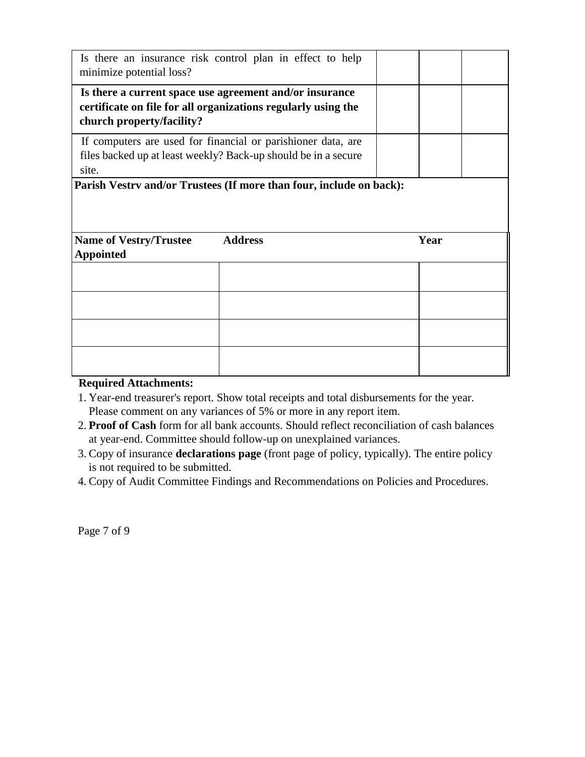| | | | |
|---|---|---|---|
| Is there an insurance risk control plan in effect to help minimize potential loss? | | | |
| **Is there a current space use agreement and/or insurance certificate on file for all organizations regularly using the church property/facility?** | | | |
| If computers are used for financial or parishioner data, are files backed up at least weekly? Back-up should be in a secure site. | | | |

**Parish Vestrv and/or Trustees (If more than four, include on back):**

| Name of Vestry/Trustee | Address | Year Appointed |
|---|---|---|
| | | |
| | | |
| | | |
| | | |

**Required Attachments:**

1. Year-end treasurer's report. Show total receipts and total disbursements for the year. Please comment on any variances of 5% or more in any report item.
2. **Proof of Cash** form for all bank accounts. Should reflect reconciliation of cash balances at year-end. Committee should follow-up on unexplained variances.
3. Copy of insurance **declarations page** (front page of policy, typically). The entire policy is not required to be submitted.
4. Copy of Audit Committee Findings and Recommendations on Policies and Procedures.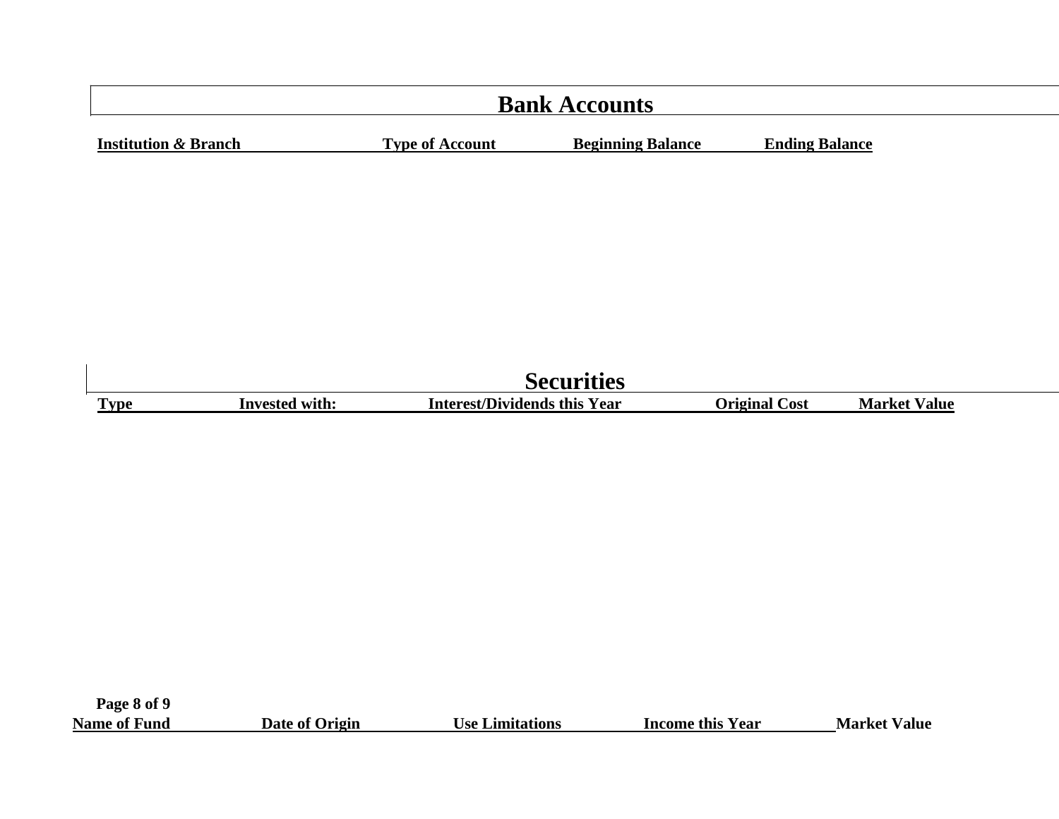## Bank Accounts

| Institution & Branch | Type of Account | Beginning Balance | Ending Balance |
|---|---|---|---|

## Securities

| Type | Invested with: | Interest/Dividends this Year | Original Cost | Market Value |
|---|---|---|---|---|

| Name of Fund | Date of Origin | Use Limitations | Income this Year | Market Value |
|---|---|---|---|---|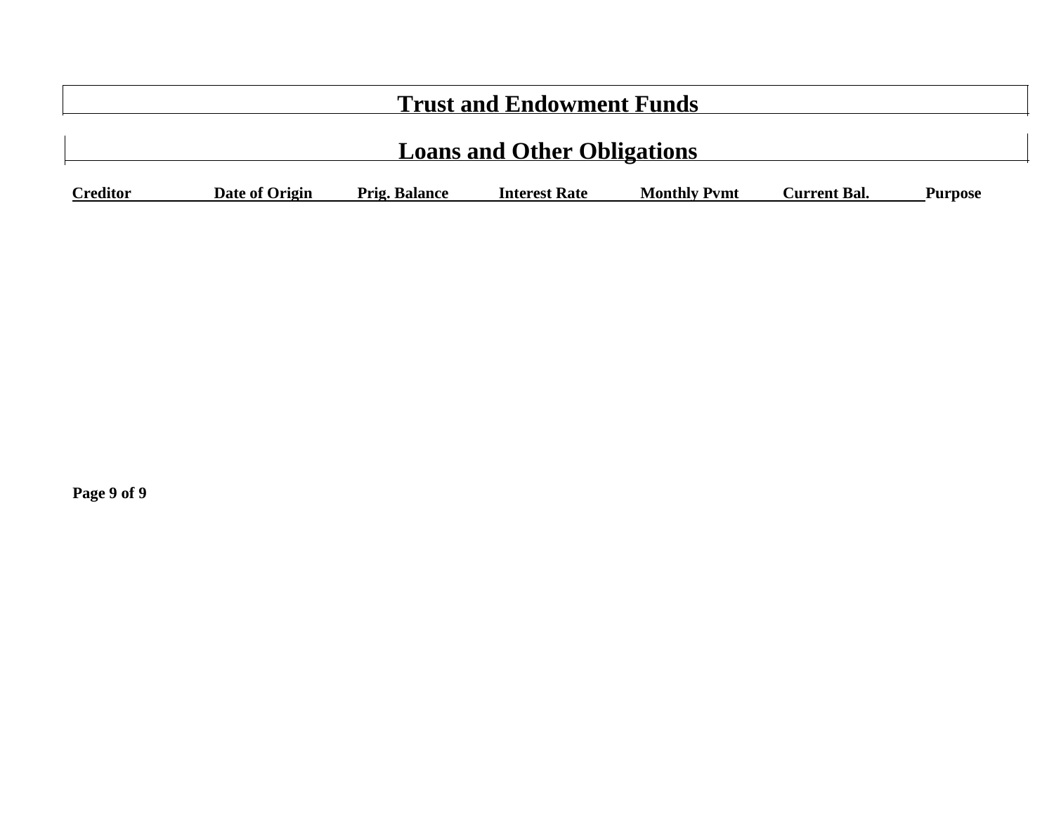## Trust and Endowment Funds

## Loans and Other Obligations

| Creditor | Date of Origin | Prig. Balance | Interest Rate | Monthly Pvmt | Current Bal. | Purpose |
|---|---|---|---|---|---|---|